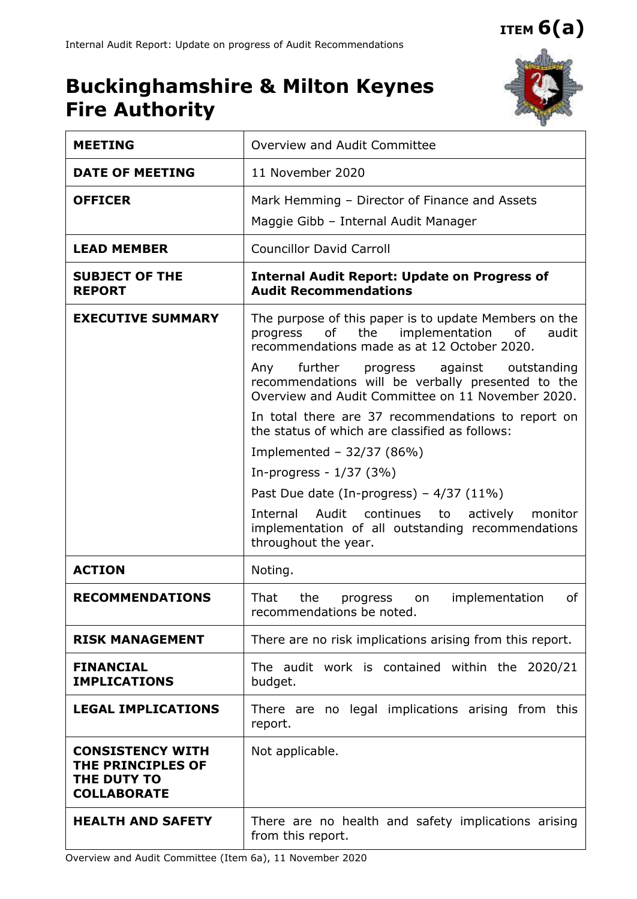ITEM 6(a)

# Buckinghamshire & Milton Keynes Fire Authority

| | |
|---|---|
| **MEETING** | Overview and Audit Committee |
| **DATE OF MEETING** | 11 November 2020 |
| **OFFICER** | Mark Hemming – Director of Finance and Assets<br>Maggie Gibb – Internal Audit Manager |
| **LEAD MEMBER** | Councillor David Carroll |
| **SUBJECT OF THE REPORT** | **Internal Audit Report: Update on Progress of Audit Recommendations** |
| **EXECUTIVE SUMMARY** | The purpose of this paper is to update Members on the progress of the implementation of audit recommendations made as at 12 October 2020.<br>Any further progress against outstanding recommendations will be verbally presented to the Overview and Audit Committee on 11 November 2020.<br>In total there are 37 recommendations to report on the status of which are classified as follows:<br>Implemented – 32/37 (86%)<br>In-progress - 1/37 (3%)<br>Past Due date (In-progress) – 4/37 (11%)<br>Internal Audit continues to actively monitor implementation of all outstanding recommendations throughout the year. |
| **ACTION** | Noting. |
| **RECOMMENDATIONS** | That the progress on implementation of recommendations be noted. |
| **RISK MANAGEMENT** | There are no risk implications arising from this report. |
| **FINANCIAL IMPLICATIONS** | The audit work is contained within the 2020/21 budget. |
| **LEGAL IMPLICATIONS** | There are no legal implications arising from this report. |
| **CONSISTENCY WITH THE PRINCIPLES OF THE DUTY TO COLLABORATE** | Not applicable. |
| **HEALTH AND SAFETY** | There are no health and safety implications arising from this report. |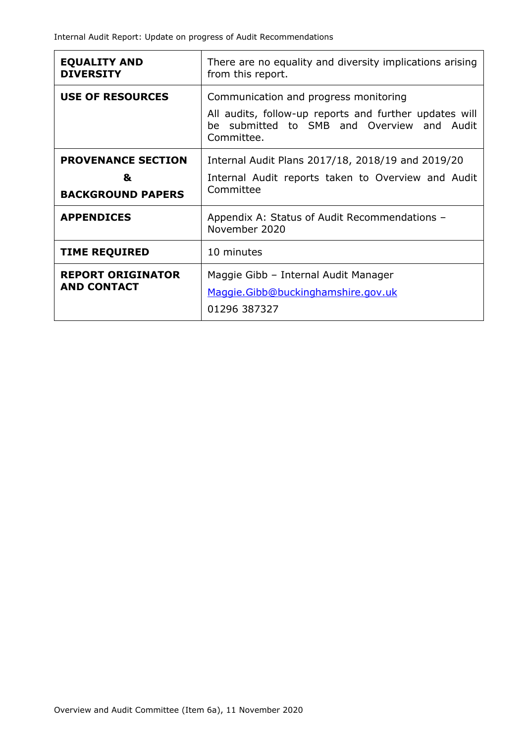| | |
|---|---|
| **EQUALITY AND DIVERSITY** | There are no equality and diversity implications arising from this report. |
| **USE OF RESOURCES** | Communication and progress monitoring<br><br>All audits, follow-up reports and further updates will be submitted to SMB and Overview and Audit Committee. |
| **PROVENANCE SECTION**<br>**&**<br>**BACKGROUND PAPERS** | Internal Audit Plans 2017/18, 2018/19 and 2019/20<br><br>Internal Audit reports taken to Overview and Audit Committee |
| **APPENDICES** | Appendix A: Status of Audit Recommendations – November 2020 |
| **TIME REQUIRED** | 10 minutes |
| **REPORT ORIGINATOR AND CONTACT** | Maggie Gibb – Internal Audit Manager<br>[Maggie.Gibb@buckinghamshire.gov.uk](mailto:Maggie.Gibb@buckinghamshire.gov.uk)<br>01296 387327 |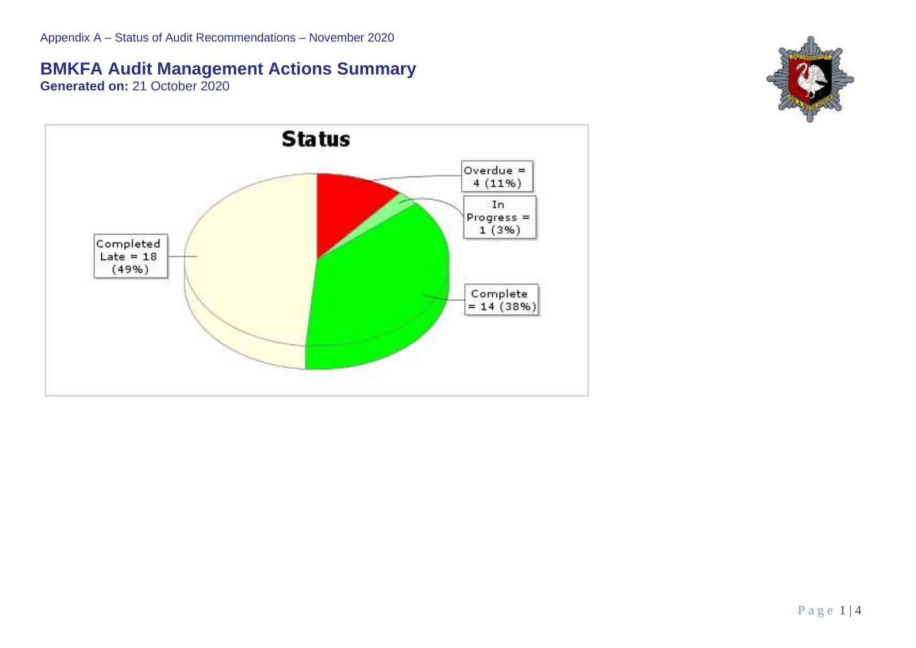Appendix A – Status of Audit Recommendations – November 2020

## BMKFA Audit Management Actions Summary

**Generated on:** 21 October 2020

**Status**

Overdue = 4 (11%)

In Progress = 1 (3%)

Completed Late = 18 (49%)

Complete = 14 (38%)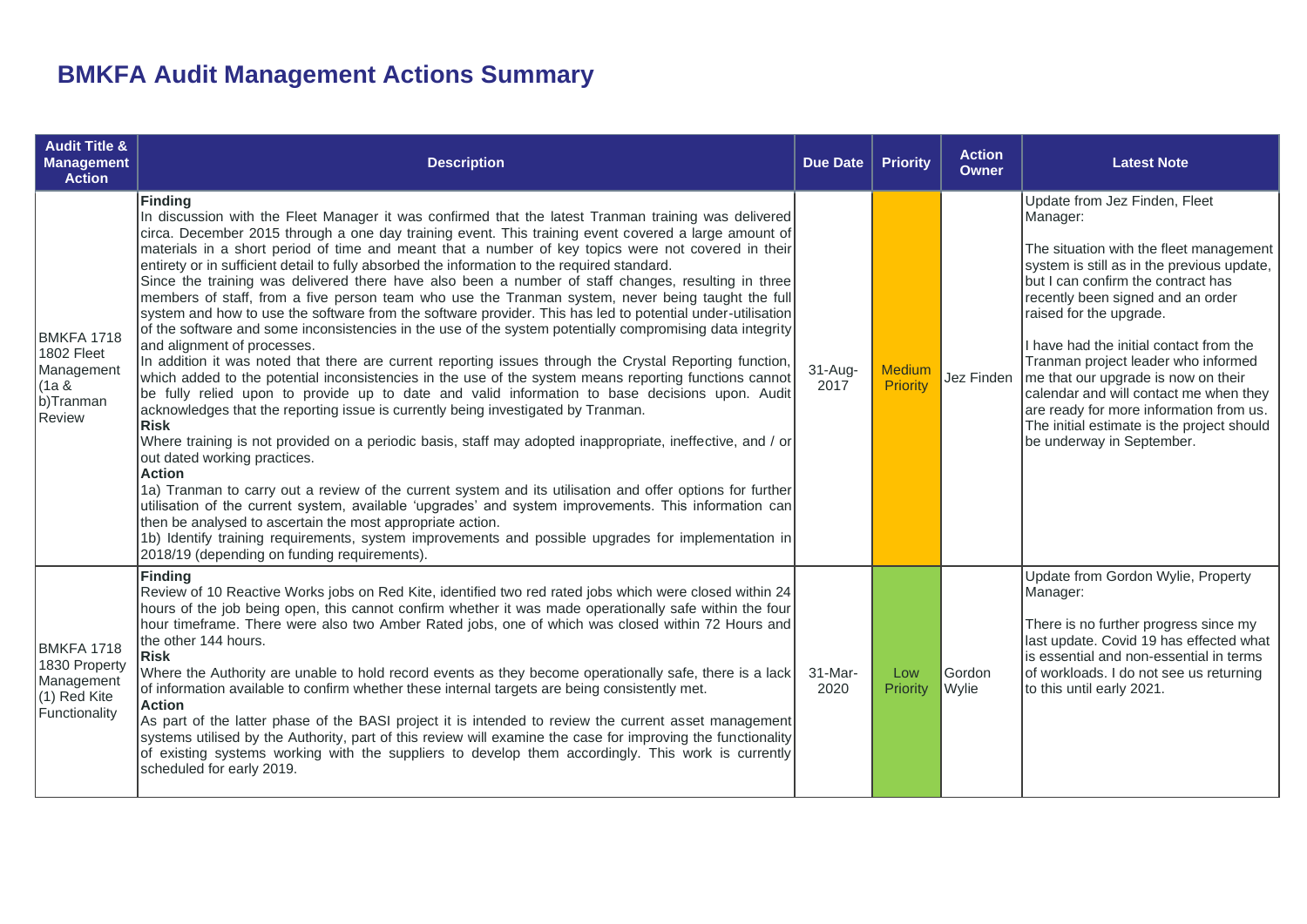# BMKFA Audit Management Actions Summary

| Audit Title & Management Action | Description | Due Date | Priority | Action Owner | Latest Note |
|---|---|---|---|---|---|
| BMKFA 1718 1802 Fleet Management (1a & b)Tranman Review | **Finding**<br>In discussion with the Fleet Manager it was confirmed that the latest Tranman training was delivered circa. December 2015 through a one day training event. This training event covered a large amount of materials in a short period of time and meant that a number of key topics were not covered in their entirety or in sufficient detail to fully absorbed the information to the required standard.<br>Since the training was delivered there have also been a number of staff changes, resulting in three members of staff, from a five person team who use the Tranman system, never being taught the full system and how to use the software from the software provider. This has led to potential under-utilisation of the software and some inconsistencies in the use of the system potentially compromising data integrity and alignment of processes.<br>In addition it was noted that there are current reporting issues through the Crystal Reporting function, which added to the potential inconsistencies in the use of the system means reporting functions cannot be fully relied upon to provide up to date and valid information to base decisions upon. Audit acknowledges that the reporting issue is currently being investigated by Tranman.<br>**Risk**<br>Where training is not provided on a periodic basis, staff may adopted inappropriate, ineffective, and / or out dated working practices.<br>**Action**<br>1a) Tranman to carry out a review of the current system and its utilisation and offer options for further utilisation of the current system, available 'upgrades' and system improvements. This information can then be analysed to ascertain the most appropriate action.<br>1b) Identify training requirements, system improvements and possible upgrades for implementation in 2018/19 (depending on funding requirements). | 31-Aug-2017 | Medium Priority | Jez Finden | Update from Jez Finden, Fleet Manager:<br><br>The situation with the fleet management system is still as in the previous update, but I can confirm the contract has recently been signed and an order raised for the upgrade.<br><br>I have had the initial contact from the Tranman project leader who informed me that our upgrade is now on their calendar and will contact me when they are ready for more information from us. The initial estimate is the project should be underway in September. |
| BMKFA 1718 1830 Property Management (1) Red Kite Functionality | **Finding**<br>Review of 10 Reactive Works jobs on Red Kite, identified two red rated jobs which were closed within 24 hours of the job being open, this cannot confirm whether it was made operationally safe within the four hour timeframe. There were also two Amber Rated jobs, one of which was closed within 72 Hours and the other 144 hours.<br>**Risk**<br>Where the Authority are unable to hold record events as they become operationally safe, there is a lack of information available to confirm whether these internal targets are being consistently met.<br>**Action**<br>As part of the latter phase of the BASI project it is intended to review the current asset management systems utilised by the Authority, part of this review will examine the case for improving the functionality of existing systems working with the suppliers to develop them accordingly. This work is currently scheduled for early 2019. | 31-Mar-2020 | Low Priority | Gordon Wylie | Update from Gordon Wylie, Property Manager:<br><br>There is no further progress since my last update. Covid 19 has effected what is essential and non-essential in terms of workloads. I do not see us returning to this until early 2021. |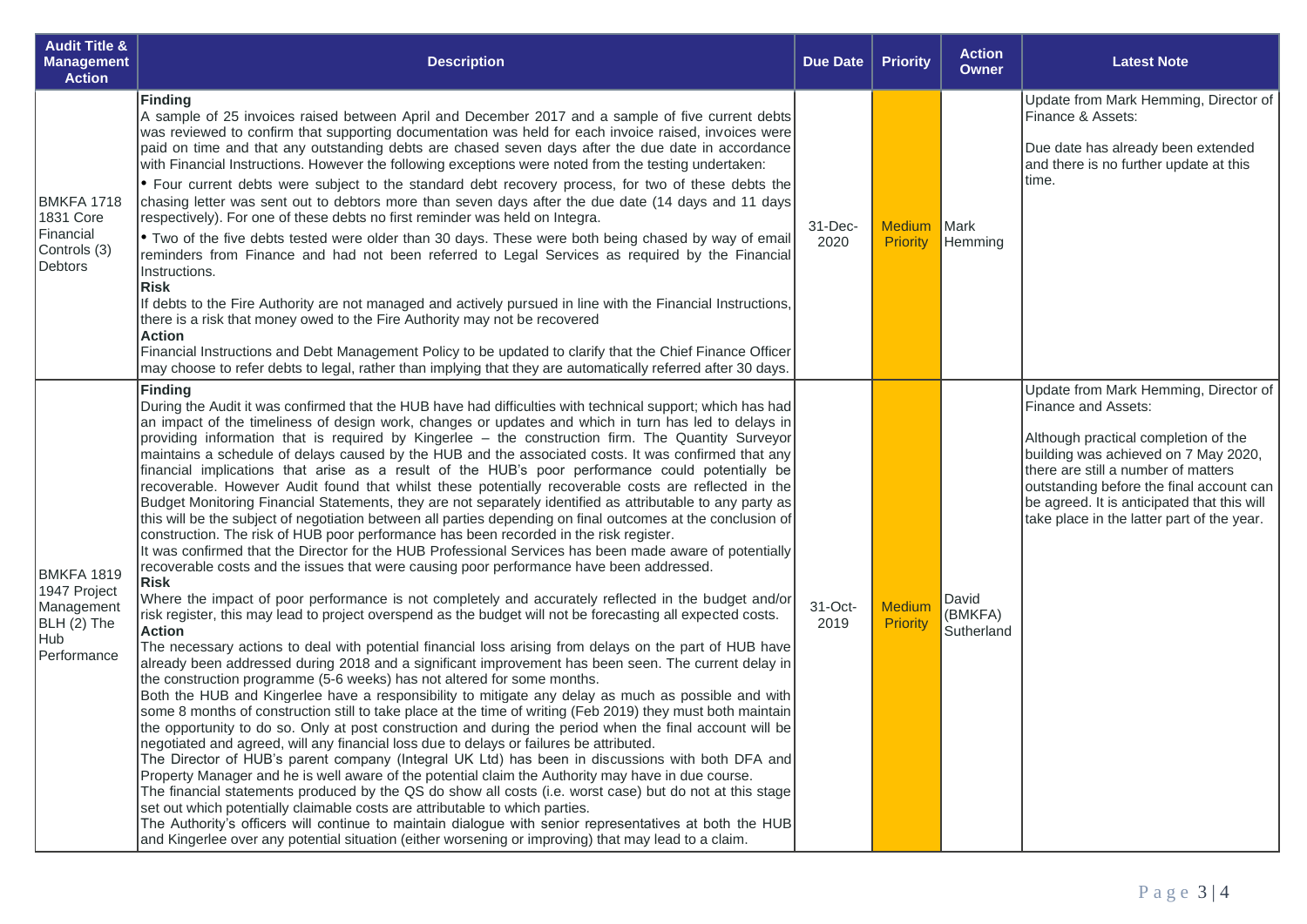| Audit Title & Management Action | Description | Due Date | Priority | Action Owner | Latest Note |
|---|---|---|---|---|---|
| BMKFA 1718 1831 Core Financial Controls (3) Debtors | **Finding**<br>A sample of 25 invoices raised between April and December 2017 and a sample of five current debts was reviewed to confirm that supporting documentation was held for each invoice raised, invoices were paid on time and that any outstanding debts are chased seven days after the due date in accordance with Financial Instructions. However the following exceptions were noted from the testing undertaken:<br>• Four current debts were subject to the standard debt recovery process, for two of these debts the chasing letter was sent out to debtors more than seven days after the due date (14 days and 11 days respectively). For one of these debts no first reminder was held on Integra.<br>• Two of the five debts tested were older than 30 days. These were both being chased by way of email reminders from Finance and had not been referred to Legal Services as required by the Financial Instructions.<br>**Risk**<br>If debts to the Fire Authority are not managed and actively pursued in line with the Financial Instructions, there is a risk that money owed to the Fire Authority may not be recovered<br>**Action**<br>Financial Instructions and Debt Management Policy to be updated to clarify that the Chief Finance Officer may choose to refer debts to legal, rather than implying that they are automatically referred after 30 days. | 31-Dec-2020 | Medium Priority | Mark Hemming | Update from Mark Hemming, Director of Finance & Assets:<br><br>Due date has already been extended and there is no further update at this time. |
| BMKFA 1819 1947 Project Management BLH (2) The Hub Performance | **Finding**<br>During the Audit it was confirmed that the HUB have had difficulties with technical support; which has had an impact of the timeliness of design work, changes or updates and which in turn has led to delays in providing information that is required by Kingerlee – the construction firm. The Quantity Surveyor maintains a schedule of delays caused by the HUB and the associated costs. It was confirmed that any financial implications that arise as a result of the HUB's poor performance could potentially be recoverable. However Audit found that whilst these potentially recoverable costs are reflected in the Budget Monitoring Financial Statements, they are not separately identified as attributable to any party as this will be the subject of negotiation between all parties depending on final outcomes at the conclusion of construction. The risk of HUB poor performance has been recorded in the risk register.<br>It was confirmed that the Director for the HUB Professional Services has been made aware of potentially recoverable costs and the issues that were causing poor performance have been addressed.<br>**Risk**<br>Where the impact of poor performance is not completely and accurately reflected in the budget and/or risk register, this may lead to project overspend as the budget will not be forecasting all expected costs.<br>**Action**<br>The necessary actions to deal with potential financial loss arising from delays on the part of HUB have already been addressed during 2018 and a significant improvement has been seen. The current delay in the construction programme (5-6 weeks) has not altered for some months.<br>Both the HUB and Kingerlee have a responsibility to mitigate any delay as much as possible and with some 8 months of construction still to take place at the time of writing (Feb 2019) they must both maintain the opportunity to do so. Only at post construction and during the period when the final account will be negotiated and agreed, will any financial loss due to delays or failures be attributed.<br>The Director of HUB's parent company (Integral UK Ltd) has been in discussions with both DFA and Property Manager and he is well aware of the potential claim the Authority may have in due course.<br>The financial statements produced by the QS do show all costs (i.e. worst case) but do not at this stage set out which potentially claimable costs are attributable to which parties.<br>The Authority's officers will continue to maintain dialogue with senior representatives at both the HUB and Kingerlee over any potential situation (either worsening or improving) that may lead to a claim. | 31-Oct-2019 | Medium Priority | David (BMKFA) Sutherland | Update from Mark Hemming, Director of Finance and Assets:<br><br>Although practical completion of the building was achieved on 7 May 2020, there are still a number of matters outstanding before the final account can be agreed. It is anticipated that this will take place in the latter part of the year. |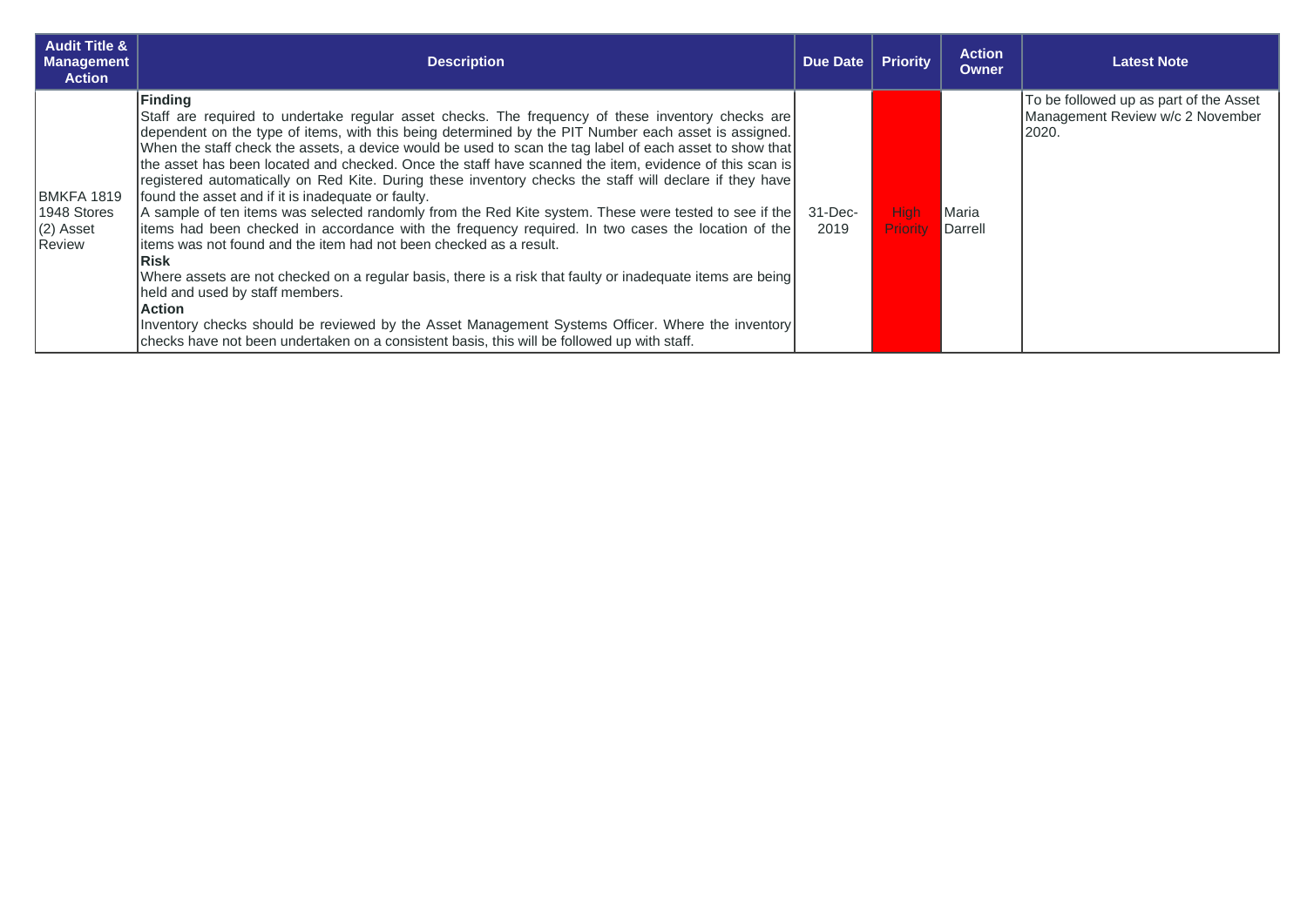| Audit Title & Management Action | Description | Due Date | Priority | Action Owner | Latest Note |
|---|---|---|---|---|---|
| BMKFA 1819 1948 Stores (2) Asset Review | **Finding**<br>Staff are required to undertake regular asset checks. The frequency of these inventory checks are dependent on the type of items, with this being determined by the PIT Number each asset is assigned. When the staff check the assets, a device would be used to scan the tag label of each asset to show that the asset has been located and checked. Once the staff have scanned the item, evidence of this scan is registered automatically on Red Kite. During these inventory checks the staff will declare if they have found the asset and if it is inadequate or faulty.<br>A sample of ten items was selected randomly from the Red Kite system. These were tested to see if the items had been checked in accordance with the frequency required. In two cases the location of the items was not found and the item had not been checked as a result.<br>**Risk**<br>Where assets are not checked on a regular basis, there is a risk that faulty or inadequate items are being held and used by staff members.<br>**Action**<br>Inventory checks should be reviewed by the Asset Management Systems Officer. Where the inventory checks have not been undertaken on a consistent basis, this will be followed up with staff. | 31-Dec-2019 | High Priority | Maria Darrell | To be followed up as part of the Asset Management Review w/c 2 November 2020. |